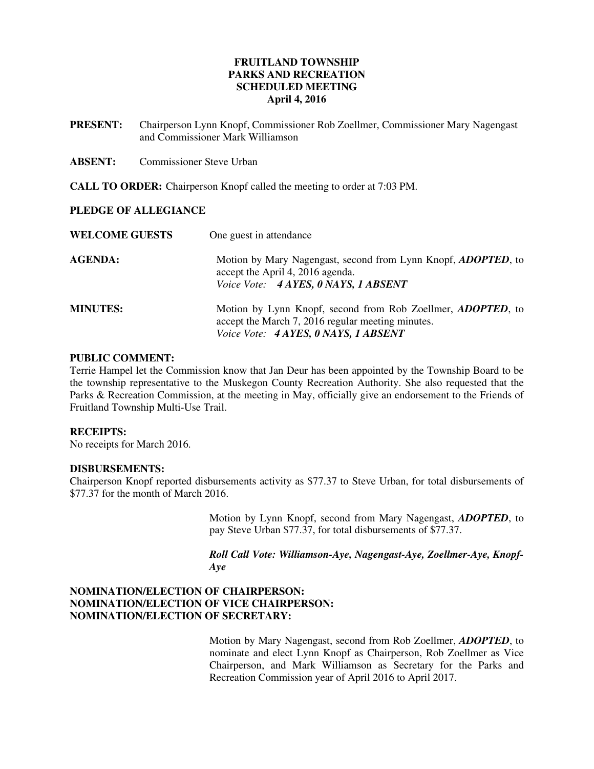# FRUITLAND TOWNSHIP
# PARKS AND RECREATION
# SCHEDULED MEETING
# April 4, 2016

**PRESENT:** Chairperson Lynn Knopf, Commissioner Rob Zoellmer, Commissioner Mary Nagengast and Commissioner Mark Williamson

**ABSENT:** Commissioner Steve Urban

**CALL TO ORDER:** Chairperson Knopf called the meeting to order at 7:03 PM.

**PLEDGE OF ALLEGIANCE**

**WELCOME GUESTS** One guest in attendance

**AGENDA:** Motion by Mary Nagengast, second from Lynn Knopf, ***ADOPTED***, to accept the April 4, 2016 agenda.
*Voice Vote:* ***4 AYES, 0 NAYS, 1 ABSENT***

**MINUTES:** Motion by Lynn Knopf, second from Rob Zoellmer, ***ADOPTED***, to accept the March 7, 2016 regular meeting minutes.
*Voice Vote:* ***4 AYES, 0 NAYS, 1 ABSENT***

**PUBLIC COMMENT:**

Terrie Hampel let the Commission know that Jan Deur has been appointed by the Township Board to be the township representative to the Muskegon County Recreation Authority. She also requested that the Parks & Recreation Commission, at the meeting in May, officially give an endorsement to the Friends of Fruitland Township Multi-Use Trail.

**RECEIPTS:**

No receipts for March 2016.

**DISBURSEMENTS:**

Chairperson Knopf reported disbursements activity as $77.37 to Steve Urban, for total disbursements of $77.37 for the month of March 2016.

Motion by Lynn Knopf, second from Mary Nagengast, ***ADOPTED***, to pay Steve Urban $77.37, for total disbursements of $77.37.

***Roll Call Vote: Williamson-Aye, Nagengast-Aye, Zoellmer-Aye, Knopf-Aye***

**NOMINATION/ELECTION OF CHAIRPERSON:**
**NOMINATION/ELECTION OF VICE CHAIRPERSON:**
**NOMINATION/ELECTION OF SECRETARY:**

Motion by Mary Nagengast, second from Rob Zoellmer, ***ADOPTED***, to nominate and elect Lynn Knopf as Chairperson, Rob Zoellmer as Vice Chairperson, and Mark Williamson as Secretary for the Parks and Recreation Commission year of April 2016 to April 2017.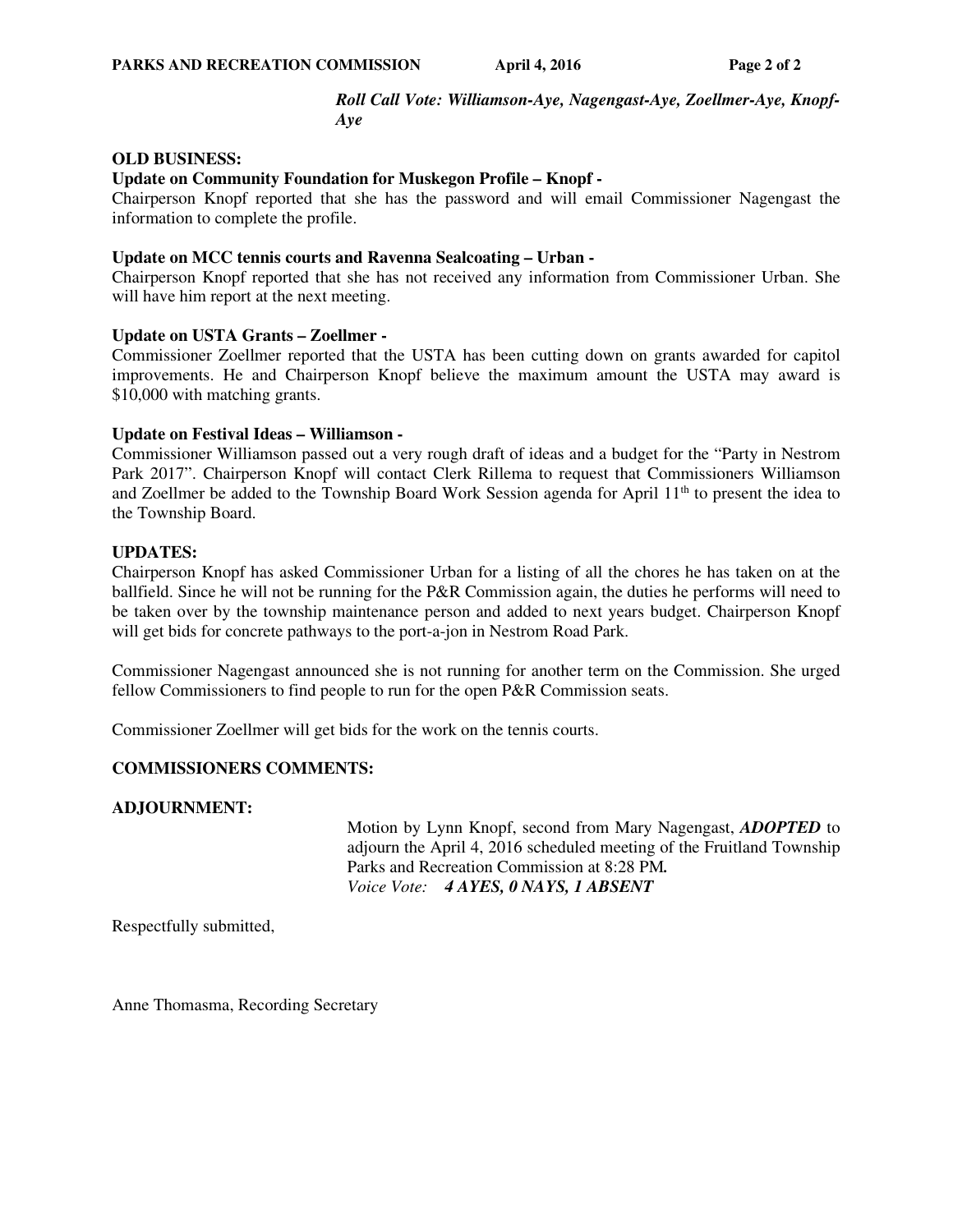*Roll Call Vote: Williamson-Aye, Nagengast-Aye, Zoellmer-Aye, Knopf-Aye*

**OLD BUSINESS:**

**Update on Community Foundation for Muskegon Profile – Knopf -**

Chairperson Knopf reported that she has the password and will email Commissioner Nagengast the information to complete the profile.

**Update on MCC tennis courts and Ravenna Sealcoating – Urban -**

Chairperson Knopf reported that she has not received any information from Commissioner Urban. She will have him report at the next meeting.

**Update on USTA Grants – Zoellmer -**

Commissioner Zoellmer reported that the USTA has been cutting down on grants awarded for capitol improvements. He and Chairperson Knopf believe the maximum amount the USTA may award is $10,000 with matching grants.

**Update on Festival Ideas – Williamson -**

Commissioner Williamson passed out a very rough draft of ideas and a budget for the "Party in Nestrom Park 2017". Chairperson Knopf will contact Clerk Rillema to request that Commissioners Williamson and Zoellmer be added to the Township Board Work Session agenda for April 11th to present the idea to the Township Board.

**UPDATES:**

Chairperson Knopf has asked Commissioner Urban for a listing of all the chores he has taken on at the ballfield. Since he will not be running for the P&R Commission again, the duties he performs will need to be taken over by the township maintenance person and added to next years budget. Chairperson Knopf will get bids for concrete pathways to the port-a-jon in Nestrom Road Park.

Commissioner Nagengast announced she is not running for another term on the Commission. She urged fellow Commissioners to find people to run for the open P&R Commission seats.

Commissioner Zoellmer will get bids for the work on the tennis courts.

**COMMISSIONERS COMMENTS:**

**ADJOURNMENT:**

Motion by Lynn Knopf, second from Mary Nagengast, ***ADOPTED*** to adjourn the April 4, 2016 scheduled meeting of the Fruitland Township Parks and Recreation Commission at 8:28 PM**.**
*Voice Vote:* ***4 AYES, 0 NAYS, 1 ABSENT***

Respectfully submitted,

Anne Thomasma, Recording Secretary